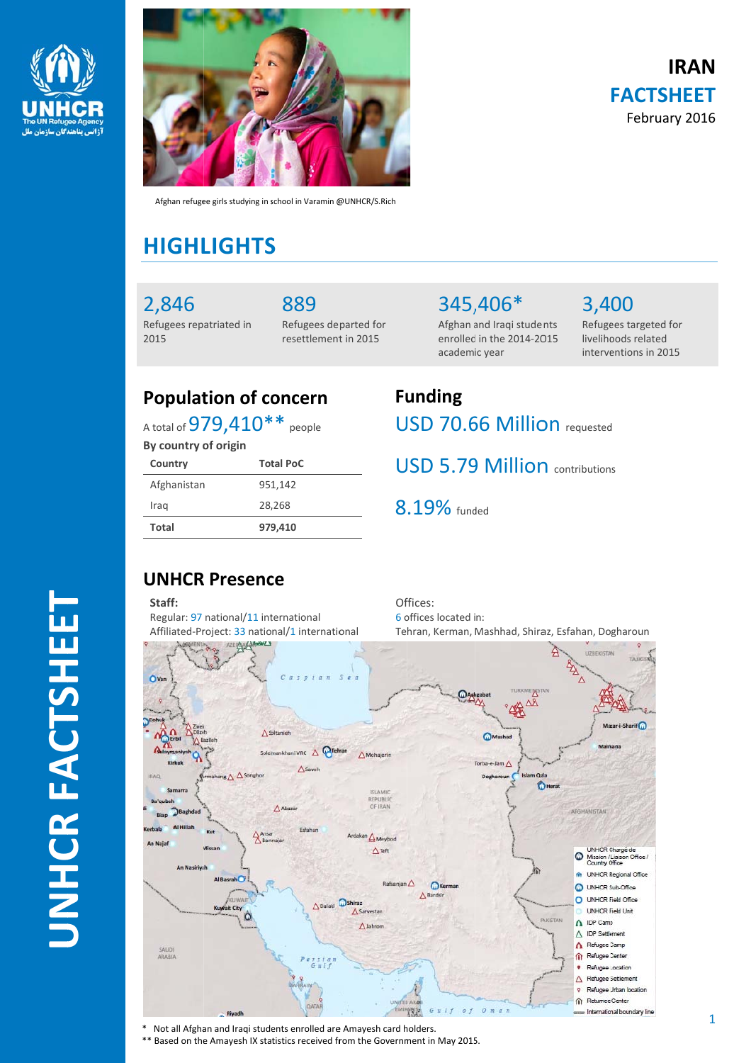# IRAN FACTSHEET

February 2016

Afghan refugee girls studying in school in Varamin @UNHCR/S.Rich

## HIGHLIGHTS

**2,846**
Refugees repatriated in 2015

**889**
Refugees departed for resettlement in 2015

**345,406***
Afghan and Iraqi students enrolled in the 2014-2015 academic year

**3,400**
Refugees targeted for livelihoods related interventions in 2015

## Population of concern

A total of 979,410** people

**By country of origin**

| Country | Total PoC |
|---|---|
| Afghanistan | 951,142 |
| Iraq | 28,268 |
| **Total** | **979,410** |

## Funding

USD 70.66 Million requested

USD 5.79 Million contributions

8.19% funded

## UNHCR Presence

**Staff:**

Regular: 97 national/11 international

Affiliated-Project: 33 national/1 international

Offices:

6 offices located in:

Tehran, Kerman, Mashhad, Shiraz, Esfahan, Dogharoun

\* Not all Afghan and Iraqi students enrolled are Amayesh card holders.

** Based on the Amayesh IX statistics received from the Government in May 2015.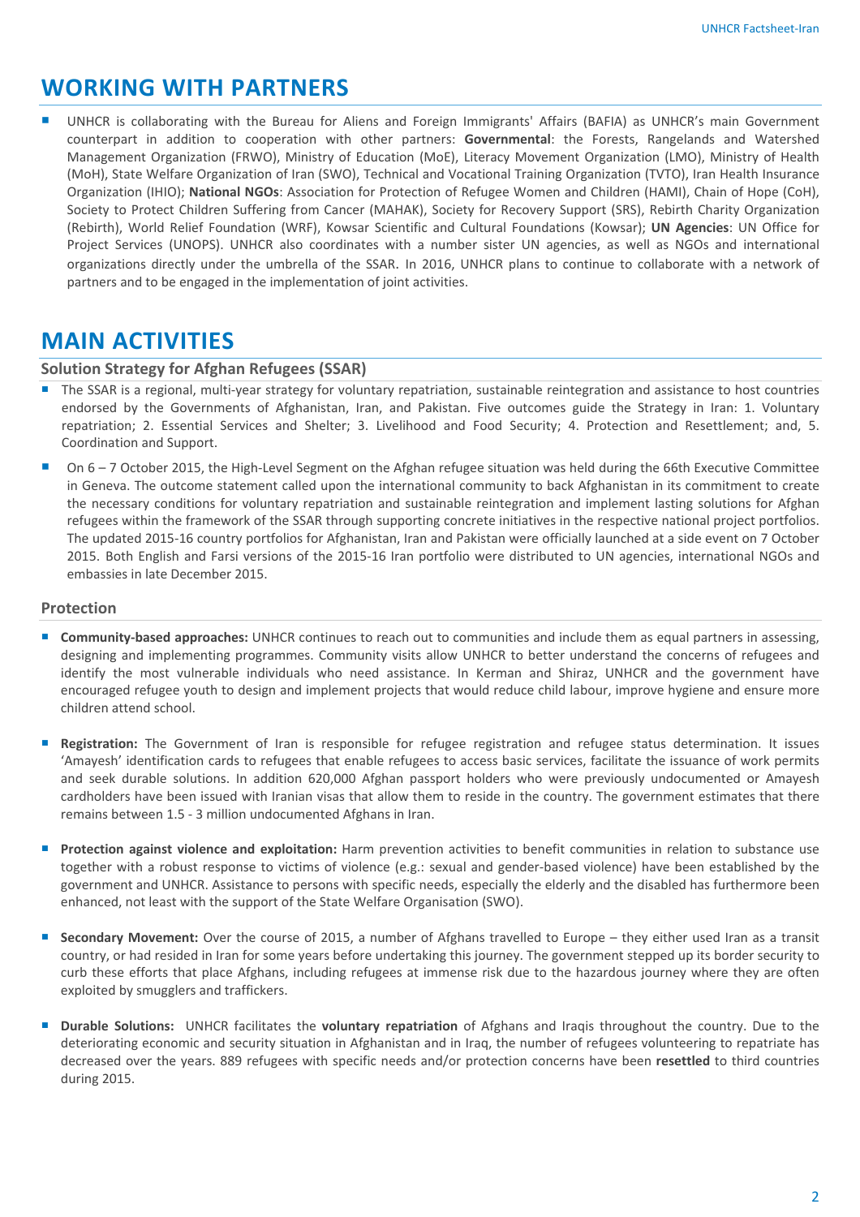## WORKING WITH PARTNERS

- UNHCR is collaborating with the Bureau for Aliens and Foreign Immigrants' Affairs (BAFIA) as UNHCR's main Government counterpart in addition to cooperation with other partners: **Governmental**: the Forests, Rangelands and Watershed Management Organization (FRWO), Ministry of Education (MoE), Literacy Movement Organization (LMO), Ministry of Health (MoH), State Welfare Organization of Iran (SWO), Technical and Vocational Training Organization (TVTO), Iran Health Insurance Organization (IHIO); **National NGOs**: Association for Protection of Refugee Women and Children (HAMI), Chain of Hope (CoH), Society to Protect Children Suffering from Cancer (MAHAK), Society for Recovery Support (SRS), Rebirth Charity Organization (Rebirth), World Relief Foundation (WRF), Kowsar Scientific and Cultural Foundations (Kowsar); **UN Agencies**: UN Office for Project Services (UNOPS). UNHCR also coordinates with a number sister UN agencies, as well as NGOs and international organizations directly under the umbrella of the SSAR. In 2016, UNHCR plans to continue to collaborate with a network of partners and to be engaged in the implementation of joint activities.

## MAIN ACTIVITIES

### Solution Strategy for Afghan Refugees (SSAR)

- The SSAR is a regional, multi-year strategy for voluntary repatriation, sustainable reintegration and assistance to host countries endorsed by the Governments of Afghanistan, Iran, and Pakistan. Five outcomes guide the Strategy in Iran: 1. Voluntary repatriation; 2. Essential Services and Shelter; 3. Livelihood and Food Security; 4. Protection and Resettlement; and, 5. Coordination and Support.
- On 6 – 7 October 2015, the High-Level Segment on the Afghan refugee situation was held during the 66th Executive Committee in Geneva. The outcome statement called upon the international community to back Afghanistan in its commitment to create the necessary conditions for voluntary repatriation and sustainable reintegration and implement lasting solutions for Afghan refugees within the framework of the SSAR through supporting concrete initiatives in the respective national project portfolios. The updated 2015-16 country portfolios for Afghanistan, Iran and Pakistan were officially launched at a side event on 7 October 2015. Both English and Farsi versions of the 2015-16 Iran portfolio were distributed to UN agencies, international NGOs and embassies in late December 2015.

### Protection

- **Community-based approaches:** UNHCR continues to reach out to communities and include them as equal partners in assessing, designing and implementing programmes. Community visits allow UNHCR to better understand the concerns of refugees and identify the most vulnerable individuals who need assistance. In Kerman and Shiraz, UNHCR and the government have encouraged refugee youth to design and implement projects that would reduce child labour, improve hygiene and ensure more children attend school.
- **Registration:** The Government of Iran is responsible for refugee registration and refugee status determination. It issues 'Amayesh' identification cards to refugees that enable refugees to access basic services, facilitate the issuance of work permits and seek durable solutions. In addition 620,000 Afghan passport holders who were previously undocumented or Amayesh cardholders have been issued with Iranian visas that allow them to reside in the country. The government estimates that there remains between 1.5 - 3 million undocumented Afghans in Iran.
- **Protection against violence and exploitation:** Harm prevention activities to benefit communities in relation to substance use together with a robust response to victims of violence (e.g.: sexual and gender-based violence) have been established by the government and UNHCR. Assistance to persons with specific needs, especially the elderly and the disabled has furthermore been enhanced, not least with the support of the State Welfare Organisation (SWO).
- **Secondary Movement:** Over the course of 2015, a number of Afghans travelled to Europe – they either used Iran as a transit country, or had resided in Iran for some years before undertaking this journey. The government stepped up its border security to curb these efforts that place Afghans, including refugees at immense risk due to the hazardous journey where they are often exploited by smugglers and traffickers.
- **Durable Solutions:** UNHCR facilitates the **voluntary repatriation** of Afghans and Iraqis throughout the country. Due to the deteriorating economic and security situation in Afghanistan and in Iraq, the number of refugees volunteering to repatriate has decreased over the years. 889 refugees with specific needs and/or protection concerns have been **resettled** to third countries during 2015.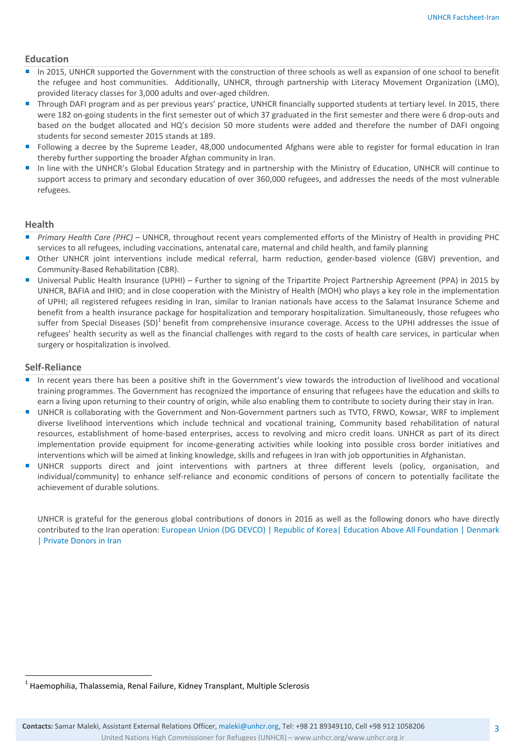## Education

- In 2015, UNHCR supported the Government with the construction of three schools as well as expansion of one school to benefit the refugee and host communities. Additionally, UNHCR, through partnership with Literacy Movement Organization (LMO), provided literacy classes for 3,000 adults and over-aged children.
- Through DAFI program and as per previous years' practice, UNHCR financially supported students at tertiary level. In 2015, there were 182 on-going students in the first semester out of which 37 graduated in the first semester and there were 6 drop-outs and based on the budget allocated and HQ's decision 50 more students were added and therefore the number of DAFI ongoing students for second semester 2015 stands at 189.
- Following a decree by the Supreme Leader, 48,000 undocumented Afghans were able to register for formal education in Iran thereby further supporting the broader Afghan community in Iran.
- In line with the UNHCR's Global Education Strategy and in partnership with the Ministry of Education, UNHCR will continue to support access to primary and secondary education of over 360,000 refugees, and addresses the needs of the most vulnerable refugees.

## Health

- *Primary Health Care (PHC)* – UNHCR, throughout recent years complemented efforts of the Ministry of Health in providing PHC services to all refugees, including vaccinations, antenatal care, maternal and child health, and family planning
- Other UNHCR joint interventions include medical referral, harm reduction, gender-based violence (GBV) prevention, and Community-Based Rehabilitation (CBR).
- Universal Public Health Insurance (UPHI) – Further to signing of the Tripartite Project Partnership Agreement (PPA) in 2015 by UNHCR, BAFIA and IHIO; and in close cooperation with the Ministry of Health (MOH) who plays a key role in the implementation of UPHI; all registered refugees residing in Iran, similar to Iranian nationals have access to the Salamat Insurance Scheme and benefit from a health insurance package for hospitalization and temporary hospitalization. Simultaneously, those refugees who suffer from Special Diseases (SD)[1] benefit from comprehensive insurance coverage. Access to the UPHI addresses the issue of refugees' health security as well as the financial challenges with regard to the costs of health care services, in particular when surgery or hospitalization is involved.

## Self-Reliance

- In recent years there has been a positive shift in the Government's view towards the introduction of livelihood and vocational training programmes. The Government has recognized the importance of ensuring that refugees have the education and skills to earn a living upon returning to their country of origin, while also enabling them to contribute to society during their stay in Iran.
- UNHCR is collaborating with the Government and Non-Government partners such as TVTO, FRWO, Kowsar, WRF to implement diverse livelihood interventions which include technical and vocational training, Community based rehabilitation of natural resources, establishment of home-based enterprises, access to revolving and micro credit loans. UNHCR as part of its direct implementation provide equipment for income-generating activities while looking into possible cross border initiatives and interventions which will be aimed at linking knowledge, skills and refugees in Iran with job opportunities in Afghanistan.
- UNHCR supports direct and joint interventions with partners at three different levels (policy, organisation, and individual/community) to enhance self-reliance and economic conditions of persons of concern to potentially facilitate the achievement of durable solutions.

UNHCR is grateful for the generous global contributions of donors in 2016 as well as the following donors who have directly contributed to the Iran operation: European Union (DG DEVCO) | Republic of Korea| Education Above All Foundation | Denmark | Private Donors in Iran

[1] Haemophilia, Thalassemia, Renal Failure, Kidney Transplant, Multiple Sclerosis

**Contacts:** Samar Maleki, Assistant External Relations Officer, maleki@unhcr.org, Tel: +98 21 89349110, Cell +98 912 1058206

United Nations High Commissioner for Refugees (UNHCR) – www.unhcr.org/www.unhcr.org.ir